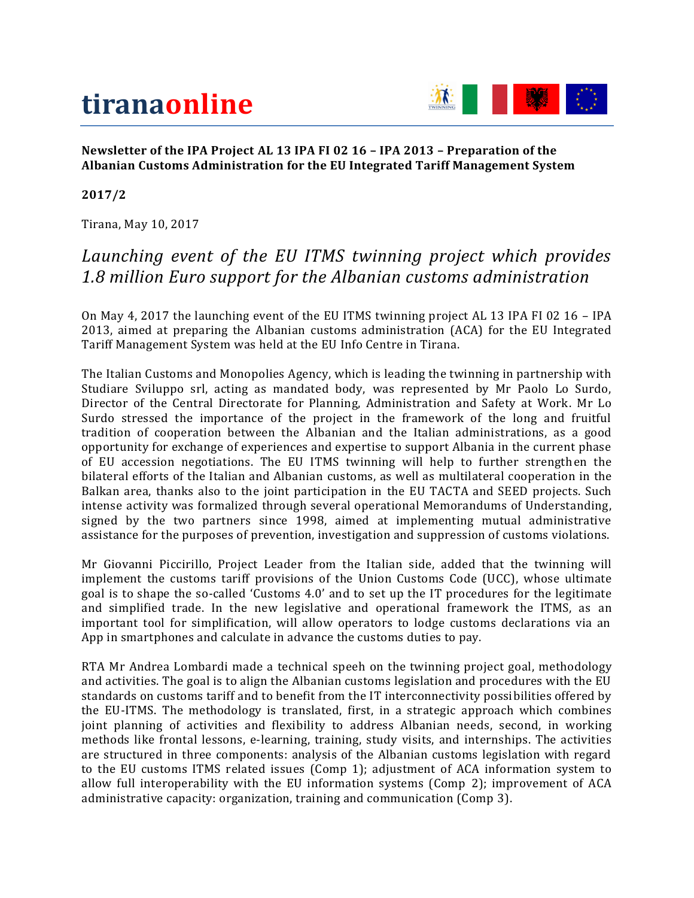# tiranaonline

**Newsletter of the IPA Project AL 13 IPA FI 02 16 – IPA 2013 – Preparation of the Albanian Customs Administration for the EU Integrated Tariff Management System**

**2017/2**

Tirana, May 10, 2017

## *Launching event of the EU ITMS twinning project which provides 1.8 million Euro support for the Albanian customs administration*

On May 4, 2017 the launching event of the EU ITMS twinning project AL 13 IPA FI 02 16 – IPA 2013, aimed at preparing the Albanian customs administration (ACA) for the EU Integrated Tariff Management System was held at the EU Info Centre in Tirana.

The Italian Customs and Monopolies Agency, which is leading the twinning in partnership with Studiare Sviluppo srl, acting as mandated body, was represented by Mr Paolo Lo Surdo, Director of the Central Directorate for Planning, Administration and Safety at Work. Mr Lo Surdo stressed the importance of the project in the framework of the long and fruitful tradition of cooperation between the Albanian and the Italian administrations, as a good opportunity for exchange of experiences and expertise to support Albania in the current phase of EU accession negotiations. The EU ITMS twinning will help to further strengthen the bilateral efforts of the Italian and Albanian customs, as well as multilateral cooperation in the Balkan area, thanks also to the joint participation in the EU TACTA and SEED projects. Such intense activity was formalized through several operational Memorandums of Understanding, signed by the two partners since 1998, aimed at implementing mutual administrative assistance for the purposes of prevention, investigation and suppression of customs violations.

Mr Giovanni Piccirillo, Project Leader from the Italian side, added that the twinning will implement the customs tariff provisions of the Union Customs Code (UCC), whose ultimate goal is to shape the so-called 'Customs 4.0' and to set up the IT procedures for the legitimate and simplified trade. In the new legislative and operational framework the ITMS, as an important tool for simplification, will allow operators to lodge customs declarations via an App in smartphones and calculate in advance the customs duties to pay.

RTA Mr Andrea Lombardi made a technical speeh on the twinning project goal, methodology and activities. The goal is to align the Albanian customs legislation and procedures with the EU standards on customs tariff and to benefit from the IT interconnectivity possibilities offered by the EU-ITMS. The methodology is translated, first, in a strategic approach which combines joint planning of activities and flexibility to address Albanian needs, second, in working methods like frontal lessons, e-learning, training, study visits, and internships. The activities are structured in three components: analysis of the Albanian customs legislation with regard to the EU customs ITMS related issues (Comp 1); adjustment of ACA information system to allow full interoperability with the EU information systems (Comp 2); improvement of ACA administrative capacity: organization, training and communication (Comp 3).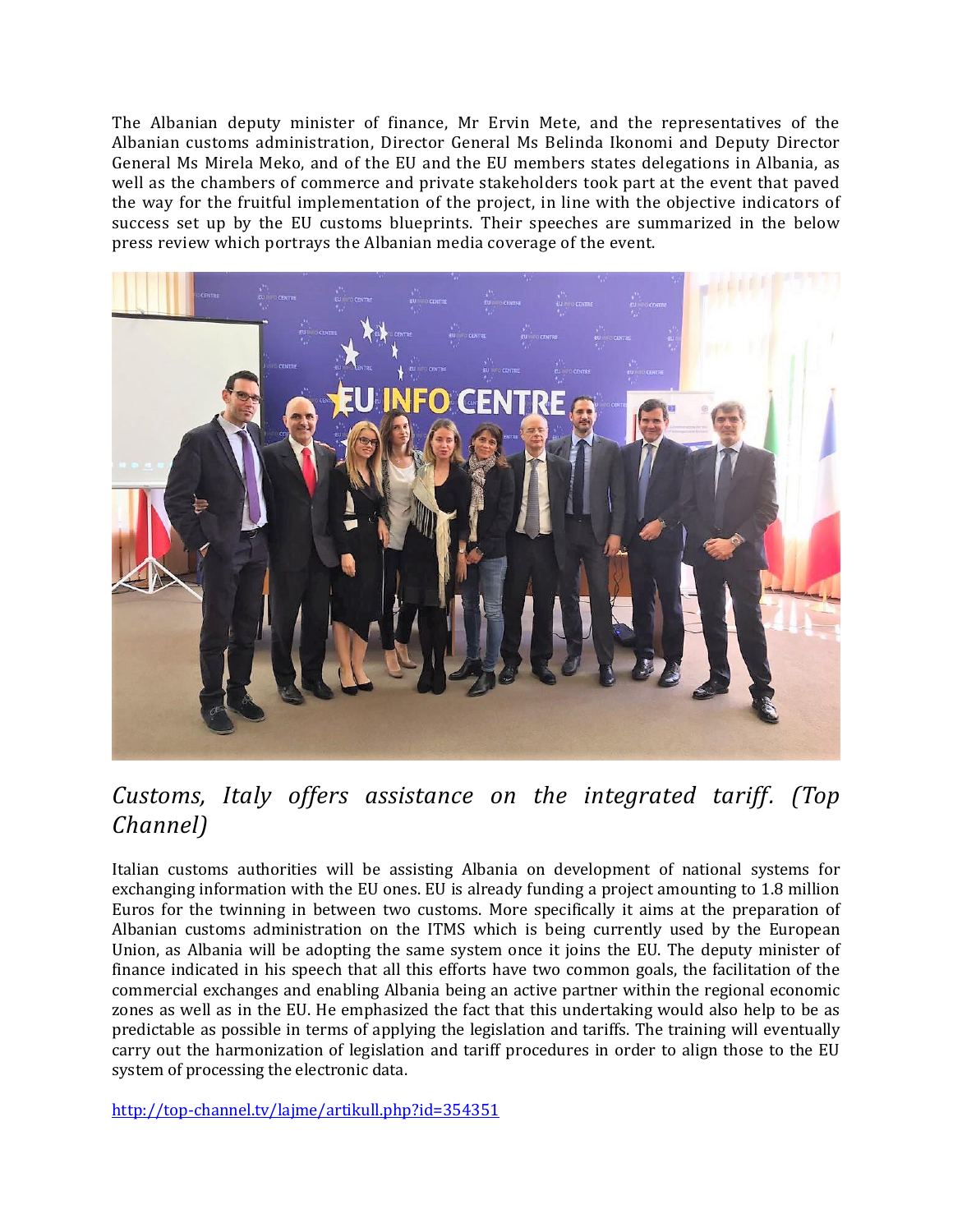The Albanian deputy minister of finance, Mr Ervin Mete, and the representatives of the Albanian customs administration, Director General Ms Belinda Ikonomi and Deputy Director General Ms Mirela Meko, and of the EU and the EU members states delegations in Albania, as well as the chambers of commerce and private stakeholders took part at the event that paved the way for the fruitful implementation of the project, in line with the objective indicators of success set up by the EU customs blueprints. Their speeches are summarized in the below press review which portrays the Albanian media coverage of the event.

## *Customs, Italy offers assistance on the integrated tariff. (Top Channel)*

Italian customs authorities will be assisting Albania on development of national systems for exchanging information with the EU ones. EU is already funding a project amounting to 1.8 million Euros for the twinning in between two customs. More specifically it aims at the preparation of Albanian customs administration on the ITMS which is being currently used by the European Union, as Albania will be adopting the same system once it joins the EU. The deputy minister of finance indicated in his speech that all this efforts have two common goals, the facilitation of the commercial exchanges and enabling Albania being an active partner within the regional economic zones as well as in the EU. He emphasized the fact that this undertaking would also help to be as predictable as possible in terms of applying the legislation and tariffs. The training will eventually carry out the harmonization of legislation and tariff procedures in order to align those to the EU system of processing the electronic data.

http://top-channel.tv/lajme/artikull.php?id=354351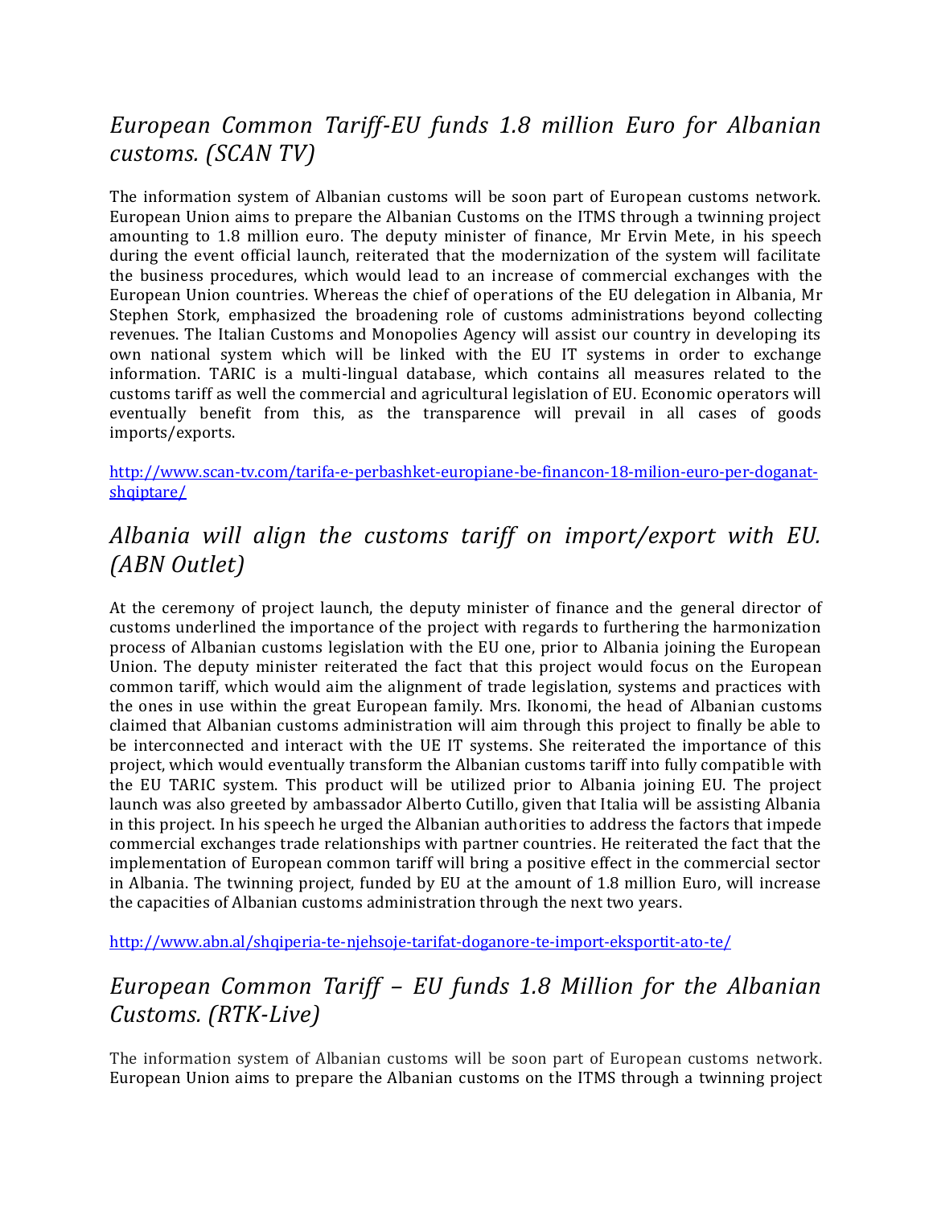## *European Common Tariff-EU funds 1.8 million Euro for Albanian customs. (SCAN TV)*

The information system of Albanian customs will be soon part of European customs network. European Union aims to prepare the Albanian Customs on the ITMS through a twinning project amounting to 1.8 million euro. The deputy minister of finance, Mr Ervin Mete, in his speech during the event official launch, reiterated that the modernization of the system will facilitate the business procedures, which would lead to an increase of commercial exchanges with the European Union countries. Whereas the chief of operations of the EU delegation in Albania, Mr Stephen Stork, emphasized the broadening role of customs administrations beyond collecting revenues. The Italian Customs and Monopolies Agency will assist our country in developing its own national system which will be linked with the EU IT systems in order to exchange information. TARIC is a multi-lingual database, which contains all measures related to the customs tariff as well the commercial and agricultural legislation of EU. Economic operators will eventually benefit from this, as the transparence will prevail in all cases of goods imports/exports.

http://www.scan-tv.com/tarifa-e-perbashket-europiane-be-financon-18-milion-euro-per-doganat-shqiptare/

## *Albania will align the customs tariff on import/export with EU. (ABN Outlet)*

At the ceremony of project launch, the deputy minister of finance and the general director of customs underlined the importance of the project with regards to furthering the harmonization process of Albanian customs legislation with the EU one, prior to Albania joining the European Union. The deputy minister reiterated the fact that this project would focus on the European common tariff, which would aim the alignment of trade legislation, systems and practices with the ones in use within the great European family. Mrs. Ikonomi, the head of Albanian customs claimed that Albanian customs administration will aim through this project to finally be able to be interconnected and interact with the UE IT systems. She reiterated the importance of this project, which would eventually transform the Albanian customs tariff into fully compatible with the EU TARIC system. This product will be utilized prior to Albania joining EU. The project launch was also greeted by ambassador Alberto Cutillo, given that Italia will be assisting Albania in this project. In his speech he urged the Albanian authorities to address the factors that impede commercial exchanges trade relationships with partner countries. He reiterated the fact that the implementation of European common tariff will bring a positive effect in the commercial sector in Albania. The twinning project, funded by EU at the amount of 1.8 million Euro, will increase the capacities of Albanian customs administration through the next two years.

http://www.abn.al/shqiperia-te-njehsoje-tarifat-doganore-te-import-eksportit-ato-te/

## *European Common Tariff – EU funds 1.8 Million for the Albanian Customs. (RTK-Live)*

The information system of Albanian customs will be soon part of European customs network. European Union aims to prepare the Albanian customs on the ITMS through a twinning project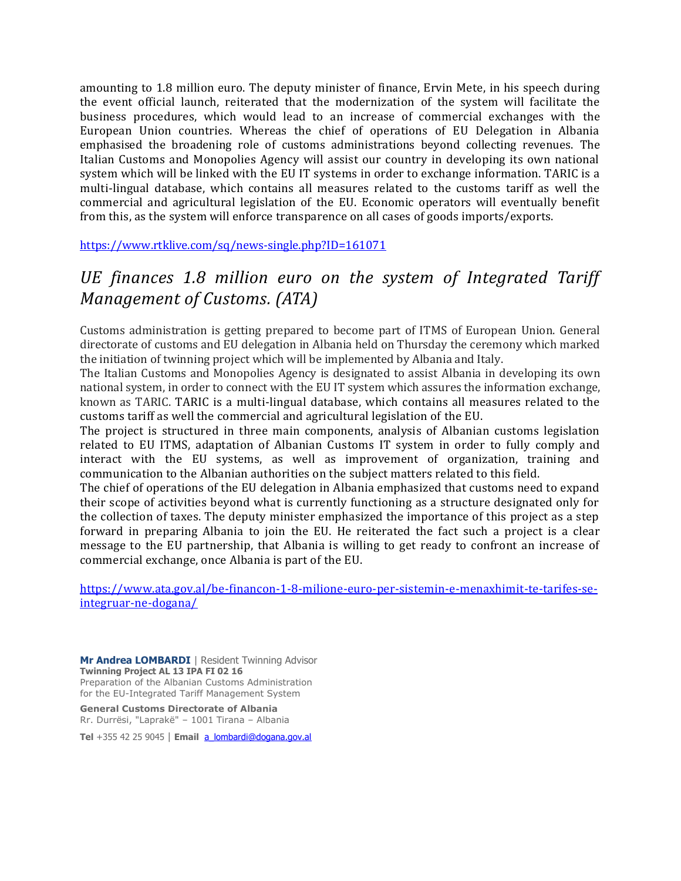amounting to 1.8 million euro. The deputy minister of finance, Ervin Mete, in his speech during the event official launch, reiterated that the modernization of the system will facilitate the business procedures, which would lead to an increase of commercial exchanges with the European Union countries. Whereas the chief of operations of EU Delegation in Albania emphasised the broadening role of customs administrations beyond collecting revenues. The Italian Customs and Monopolies Agency will assist our country in developing its own national system which will be linked with the EU IT systems in order to exchange information. TARIC is a multi-lingual database, which contains all measures related to the customs tariff as well the commercial and agricultural legislation of the EU. Economic operators will eventually benefit from this, as the system will enforce transparence on all cases of goods imports/exports.

https://www.rtklive.com/sq/news-single.php?ID=161071

## *UE finances 1.8 million euro on the system of Integrated Tariff Management of Customs. (ATA)*

Customs administration is getting prepared to become part of ITMS of European Union. General directorate of customs and EU delegation in Albania held on Thursday the ceremony which marked the initiation of twinning project which will be implemented by Albania and Italy.

The Italian Customs and Monopolies Agency is designated to assist Albania in developing its own national system, in order to connect with the EU IT system which assures the information exchange, known as TARIC. TARIC is a multi-lingual database, which contains all measures related to the customs tariff as well the commercial and agricultural legislation of the EU.

The project is structured in three main components, analysis of Albanian customs legislation related to EU ITMS, adaptation of Albanian Customs IT system in order to fully comply and interact with the EU systems, as well as improvement of organization, training and communication to the Albanian authorities on the subject matters related to this field.

The chief of operations of the EU delegation in Albania emphasized that customs need to expand their scope of activities beyond what is currently functioning as a structure designated only for the collection of taxes. The deputy minister emphasized the importance of this project as a step forward in preparing Albania to join the EU. He reiterated the fact such a project is a clear message to the EU partnership, that Albania is willing to get ready to confront an increase of commercial exchange, once Albania is part of the EU.

https://www.ata.gov.al/be-financon-1-8-milione-euro-per-sistemin-e-menaxhimit-te-tarifes-se-integruar-ne-dogana/

**Mr Andrea LOMBARDI** | Resident Twinning Advisor
**Twinning Project AL 13 IPA FI 02 16**
Preparation of the Albanian Customs Administration for the EU-Integrated Tariff Management System

**General Customs Directorate of Albania**
Rr. Durrësi, "Laprakë" – 1001 Tirana – Albania

**Tel** +355 42 25 9045 | **Email** a_lombardi@dogana.gov.al